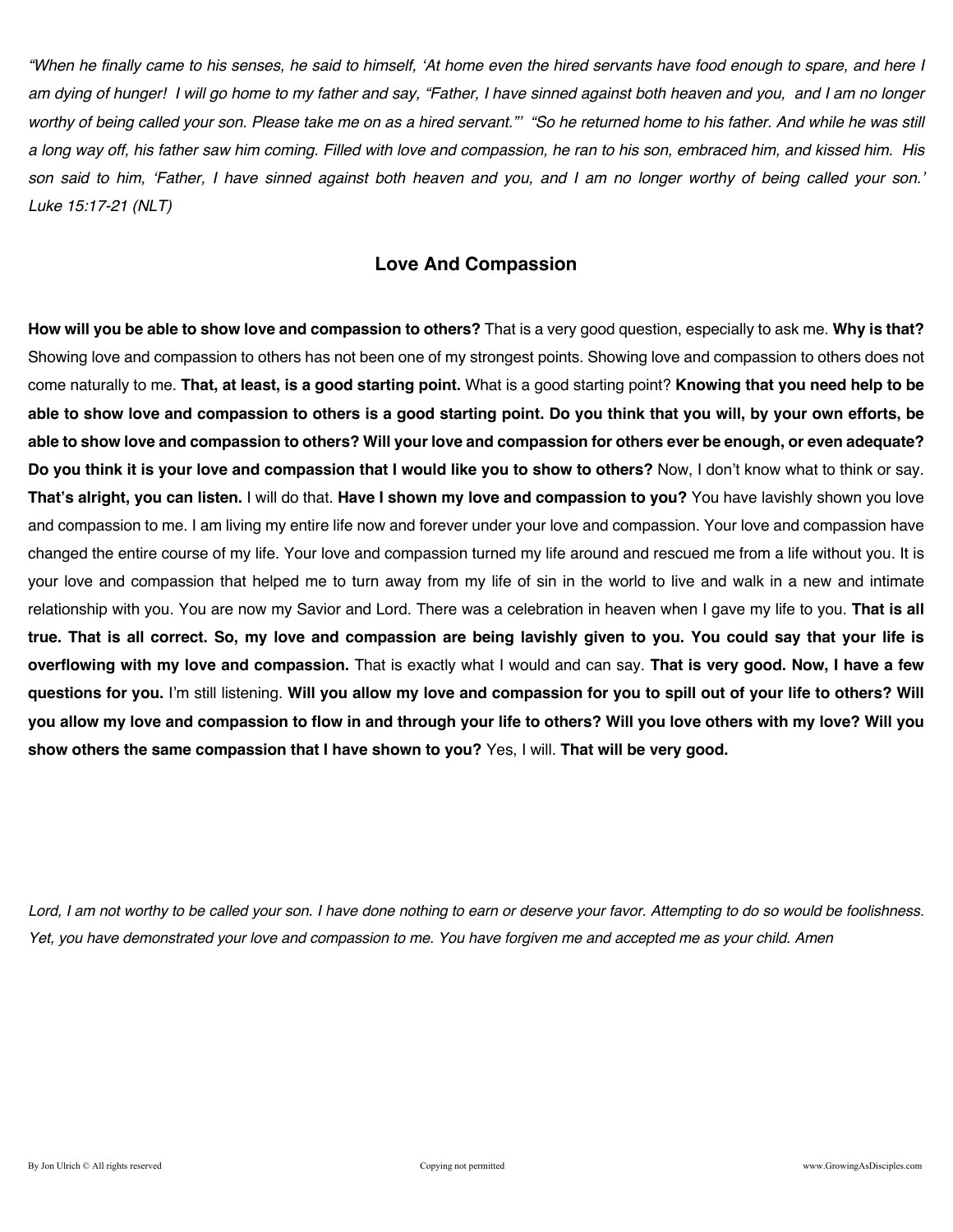*"When he finally came to his senses, he said to himself, 'At home even the hired servants have food enough to spare, and here I am dying of hunger! I will go home to my father and say, "Father, I have sinned against both heaven and you, and I am no longer worthy of being called your son. Please take me on as a hired servant."' "So he returned home to his father. And while he was still a long way off, his father saw him coming. Filled with love and compassion, he ran to his son, embraced him, and kissed him. His son said to him, 'Father, I have sinned against both heaven and you, and I am no longer worthy of being called your son.' Luke 15:17-21 (NLT)*

## Love And Compassion

**How will you be able to show love and compassion to others?** That is a very good question, especially to ask me. **Why is that?** Showing love and compassion to others has not been one of my strongest points. Showing love and compassion to others does not come naturally to me. **That, at least, is a good starting point.** What is a good starting point? **Knowing that you need help to be able to show love and compassion to others is a good starting point. Do you think that you will, by your own efforts, be able to show love and compassion to others? Will your love and compassion for others ever be enough, or even adequate? Do you think it is your love and compassion that I would like you to show to others?** Now, I don't know what to think or say. **That's alright, you can listen.** I will do that. **Have I shown my love and compassion to you?** You have lavishly shown you love and compassion to me. I am living my entire life now and forever under your love and compassion. Your love and compassion have changed the entire course of my life. Your love and compassion turned my life around and rescued me from a life without you. It is your love and compassion that helped me to turn away from my life of sin in the world to live and walk in a new and intimate relationship with you. You are now my Savior and Lord. There was a celebration in heaven when I gave my life to you. **That is all true. That is all correct. So, my love and compassion are being lavishly given to you. You could say that your life is overflowing with my love and compassion.** That is exactly what I would and can say. **That is very good. Now, I have a few questions for you.** I'm still listening. **Will you allow my love and compassion for you to spill out of your life to others? Will you allow my love and compassion to flow in and through your life to others? Will you love others with my love? Will you show others the same compassion that I have shown to you?** Yes, I will. **That will be very good.**

*Lord, I am not worthy to be called your son. I have done nothing to earn or deserve your favor. Attempting to do so would be foolishness. Yet, you have demonstrated your love and compassion to me. You have forgiven me and accepted me as your child. Amen*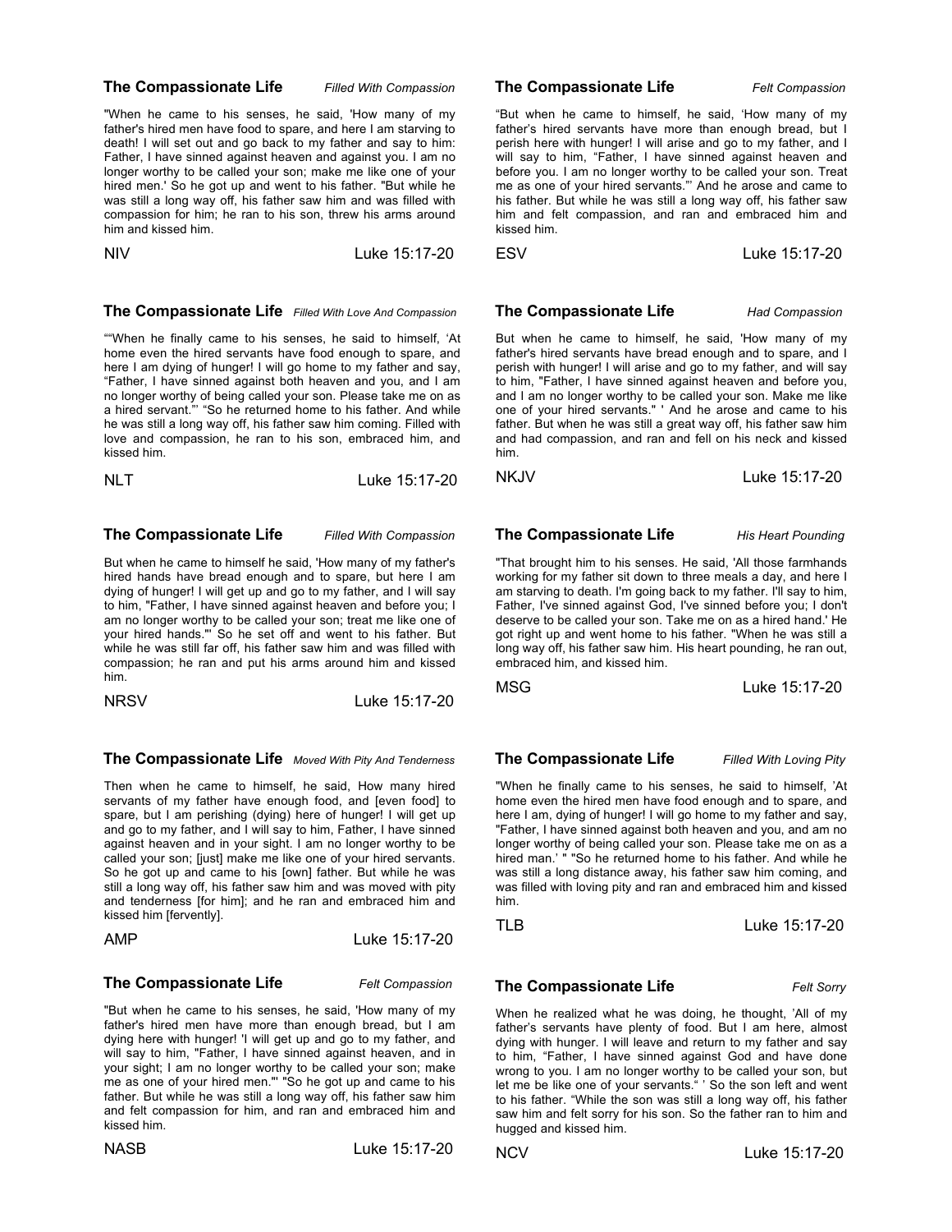### The Compassionate Life — *Filled With Compassion*

"When he came to his senses, he said, 'How many of my father's hired men have food to spare, and here I am starving to death! I will set out and go back to my father and say to him: Father, I have sinned against heaven and against you. I am no longer worthy to be called your son; make me like one of your hired men.' So he got up and went to his father. "But while he was still a long way off, his father saw him and was filled with compassion for him; he ran to his son, threw his arms around him and kissed him.

NIV — Luke 15:17-20

### The Compassionate Life — *Felt Compassion*

"But when he came to himself, he said, 'How many of my father's hired servants have more than enough bread, but I perish here with hunger! I will arise and go to my father, and I will say to him, "Father, I have sinned against heaven and before you. I am no longer worthy to be called your son. Treat me as one of your hired servants."' And he arose and came to his father. But while he was still a long way off, his father saw him and felt compassion, and ran and embraced him and kissed him.

ESV — Luke 15:17-20

### The Compassionate Life — *Filled With Love And Compassion*

""When he finally came to his senses, he said to himself, 'At home even the hired servants have food enough to spare, and here I am dying of hunger! I will go home to my father and say, "Father, I have sinned against both heaven and you, and I am no longer worthy of being called your son. Please take me on as a hired servant."' "So he returned home to his father. And while he was still a long way off, his father saw him coming. Filled with love and compassion, he ran to his son, embraced him, and kissed him.

NLT — Luke 15:17-20

### The Compassionate Life — *Had Compassion*

But when he came to himself, he said, 'How many of my father's hired servants have bread enough and to spare, and I perish with hunger! I will arise and go to my father, and will say to him, "Father, I have sinned against heaven and before you, and I am no longer worthy to be called your son. Make me like one of your hired servants." ' And he arose and came to his father. But when he was still a great way off, his father saw him and had compassion, and ran and fell on his neck and kissed him.

NKJV — Luke 15:17-20

### The Compassionate Life — *Filled With Compassion*

But when he came to himself he said, 'How many of my father's hired hands have bread enough and to spare, but here I am dying of hunger! I will get up and go to my father, and I will say to him, "Father, I have sinned against heaven and before you; I am no longer worthy to be called your son; treat me like one of your hired hands."' So he set off and went to his father. But while he was still far off, his father saw him and was filled with compassion; he ran and put his arms around him and kissed him.

NRSV — Luke 15:17-20

### The Compassionate Life — *His Heart Pounding*

"That brought him to his senses. He said, 'All those farmhands working for my father sit down to three meals a day, and here I am starving to death. I'm going back to my father. I'll say to him, Father, I've sinned against God, I've sinned before you; I don't deserve to be called your son. Take me on as a hired hand.' He got right up and went home to his father. "When he was still a long way off, his father saw him. His heart pounding, he ran out, embraced him, and kissed him.

MSG — Luke 15:17-20

### The Compassionate Life — *Moved With Pity And Tenderness*

Then when he came to himself, he said, How many hired servants of my father have enough food, and [even food] to spare, but I am perishing (dying) here of hunger! I will get up and go to my father, and I will say to him, Father, I have sinned against heaven and in your sight. I am no longer worthy to be called your son; [just] make me like one of your hired servants. So he got up and came to his [own] father. But while he was still a long way off, his father saw him and was moved with pity and tenderness [for him]; and he ran and embraced him and kissed him [fervently].

AMP — Luke 15:17-20

### The Compassionate Life — *Filled With Loving Pity*

"When he finally came to his senses, he said to himself, 'At home even the hired men have food enough and to spare, and here I am, dying of hunger! I will go home to my father and say, "Father, I have sinned against both heaven and you, and am no longer worthy of being called your son. Please take me on as a hired man.' " "So he returned home to his father. And while he was still a long distance away, his father saw him coming, and was filled with loving pity and ran and embraced him and kissed him.

TLB — Luke 15:17-20

### The Compassionate Life — *Felt Compassion*

"But when he came to his senses, he said, 'How many of my father's hired men have more than enough bread, but I am dying here with hunger! 'I will get up and go to my father, and will say to him, "Father, I have sinned against heaven, and in your sight; I am no longer worthy to be called your son; make me as one of your hired men."' "So he got up and came to his father. But while he was still a long way off, his father saw him and felt compassion for him, and ran and embraced him and kissed him.

NASB — Luke 15:17-20

### The Compassionate Life — *Felt Sorry*

When he realized what he was doing, he thought, 'All of my father's servants have plenty of food. But I am here, almost dying with hunger. I will leave and return to my father and say to him, "Father, I have sinned against God and have done wrong to you. I am no longer worthy to be called your son, but let me be like one of your servants." ' So the son left and went to his father. "While the son was still a long way off, his father saw him and felt sorry for his son. So the father ran to him and hugged and kissed him.

NCV — Luke 15:17-20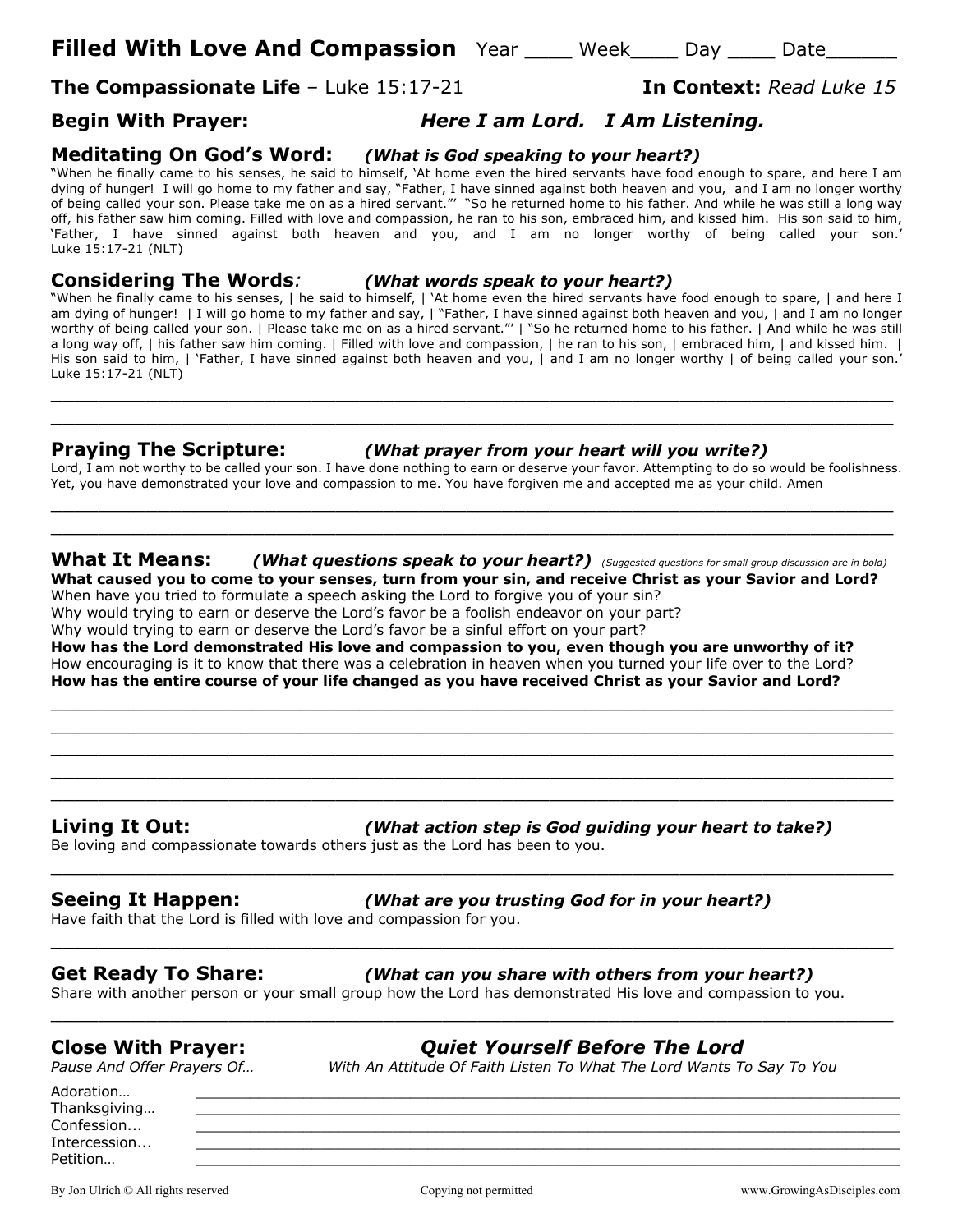# Filled With Love And Compassion Year ____ Week____ Day ____ Date______

**The Compassionate Life** – Luke 15:17-21 **In Context:** *Read Luke 15*

**Begin With Prayer:** ***Here I am Lord. I Am Listening.***

## Meditating On God's Word: *(What is God speaking to your heart?)*

"When he finally came to his senses, he said to himself, 'At home even the hired servants have food enough to spare, and here I am dying of hunger! I will go home to my father and say, "Father, I have sinned against both heaven and you, and I am no longer worthy of being called your son. Please take me on as a hired servant."' "So he returned home to his father. And while he was still a long way off, his father saw him coming. Filled with love and compassion, he ran to his son, embraced him, and kissed him. His son said to him, 'Father, I have sinned against both heaven and you, and I am no longer worthy of being called your son.' Luke 15:17-21 (NLT)

## Considering The Words: *(What words speak to your heart?)*

"When he finally came to his senses, | he said to himself, | 'At home even the hired servants have food enough to spare, | and here I am dying of hunger! | I will go home to my father and say, | "Father, I have sinned against both heaven and you, | and I am no longer worthy of being called your son. | Please take me on as a hired servant."' | "So he returned home to his father. | And while he was still a long way off, | his father saw him coming. | Filled with love and compassion, | he ran to his son, | embraced him, | and kissed him. | His son said to him, | 'Father, I have sinned against both heaven and you, | and I am no longer worthy | of being called your son.' Luke 15:17-21 (NLT)

______________________________________________________________________________

______________________________________________________________________________

## Praying The Scripture: *(What prayer from your heart will you write?)*

Lord, I am not worthy to be called your son. I have done nothing to earn or deserve your favor. Attempting to do so would be foolishness. Yet, you have demonstrated your love and compassion to me. You have forgiven me and accepted me as your child. Amen

______________________________________________________________________________

______________________________________________________________________________

## What It Means: *(What questions speak to your heart?)* *(Suggested questions for small group discussion are in bold)*

**What caused you to come to your senses, turn from your sin, and receive Christ as your Savior and Lord?**
When have you tried to formulate a speech asking the Lord to forgive you of your sin?
Why would trying to earn or deserve the Lord's favor be a foolish endeavor on your part?
Why would trying to earn or deserve the Lord's favor be a sinful effort on your part?
**How has the Lord demonstrated His love and compassion to you, even though you are unworthy of it?**
How encouraging is it to know that there was a celebration in heaven when you turned your life over to the Lord?
**How has the entire course of your life changed as you have received Christ as your Savior and Lord?**

______________________________________________________________________________

______________________________________________________________________________

______________________________________________________________________________

______________________________________________________________________________

______________________________________________________________________________

## Living It Out: *(What action step is God guiding your heart to take?)*

Be loving and compassionate towards others just as the Lord has been to you.

______________________________________________________________________________

## Seeing It Happen: *(What are you trusting God for in your heart?)*

Have faith that the Lord is filled with love and compassion for you.

______________________________________________________________________________

## Get Ready To Share: *(What can you share with others from your heart?)*

Share with another person or your small group how the Lord has demonstrated His love and compassion to you.

______________________________________________________________________________

## Close With Prayer: *Quiet Yourself Before The Lord*

*Pause And Offer Prayers Of…* *With An Attitude Of Faith Listen To What The Lord Wants To Say To You*

Adoration… ________________________________________________________________
Thanksgiving… ________________________________________________________________
Confession... ________________________________________________________________
Intercession... ________________________________________________________________
Petition… ________________________________________________________________

By Jon Ulrich © All rights reserved Copying not permitted www.GrowingAsDisciples.com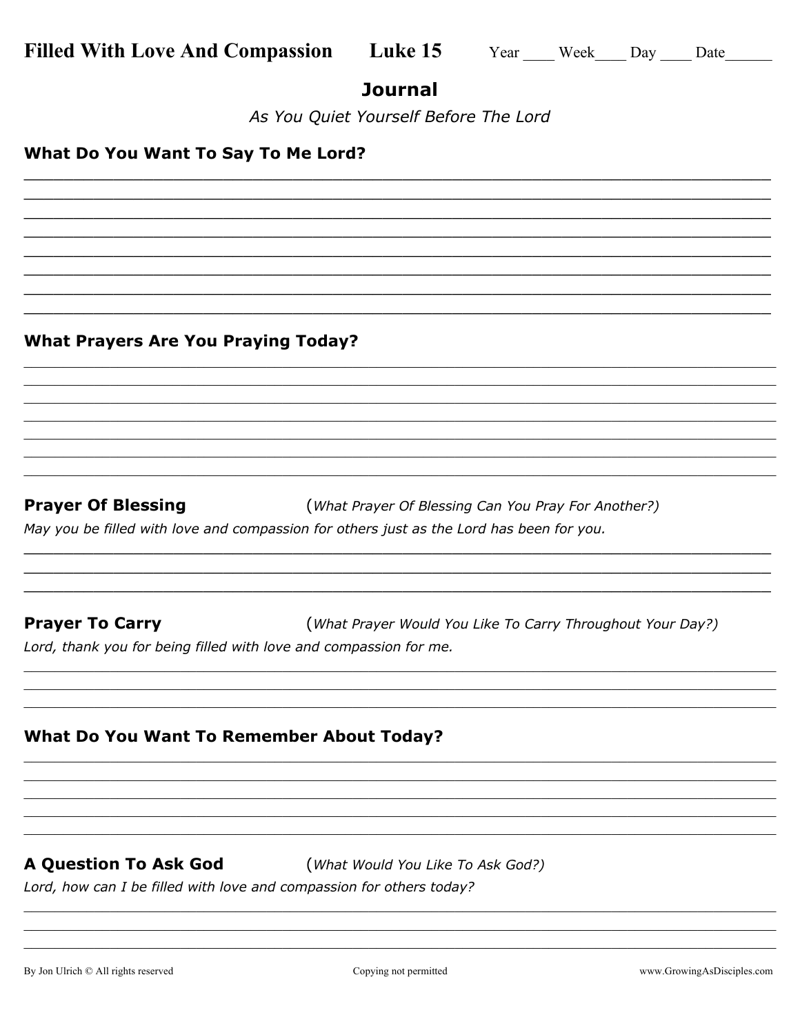# Filled With Love And Compassion Luke 15

Year ____ Week____ Day ____ Date______

## Journal

*As You Quiet Yourself Before The Lord*

### What Do You Want To Say To Me Lord?

________________________________________________________________________________
________________________________________________________________________________
________________________________________________________________________________
________________________________________________________________________________
________________________________________________________________________________
________________________________________________________________________________
________________________________________________________________________________
________________________________________________________________________________

### What Prayers Are You Praying Today?

________________________________________________________________________________
________________________________________________________________________________
________________________________________________________________________________
________________________________________________________________________________
________________________________________________________________________________
________________________________________________________________________________
________________________________________________________________________________

### Prayer Of Blessing

(*What Prayer Of Blessing Can You Pray For Another?*)

*May you be filled with love and compassion for others just as the Lord has been for you.*

________________________________________________________________________________
________________________________________________________________________________
________________________________________________________________________________

### Prayer To Carry

(*What Prayer Would You Like To Carry Throughout Your Day?*)

*Lord, thank you for being filled with love and compassion for me.*

________________________________________________________________________________
________________________________________________________________________________
________________________________________________________________________________

### What Do You Want To Remember About Today?

________________________________________________________________________________
________________________________________________________________________________
________________________________________________________________________________
________________________________________________________________________________
________________________________________________________________________________

### A Question To Ask God

(*What Would You Like To Ask God?*)

*Lord, how can I be filled with love and compassion for others today?*

________________________________________________________________________________
________________________________________________________________________________
________________________________________________________________________________

By Jon Ulrich © All rights reserved Copying not permitted www.GrowingAsDisciples.com